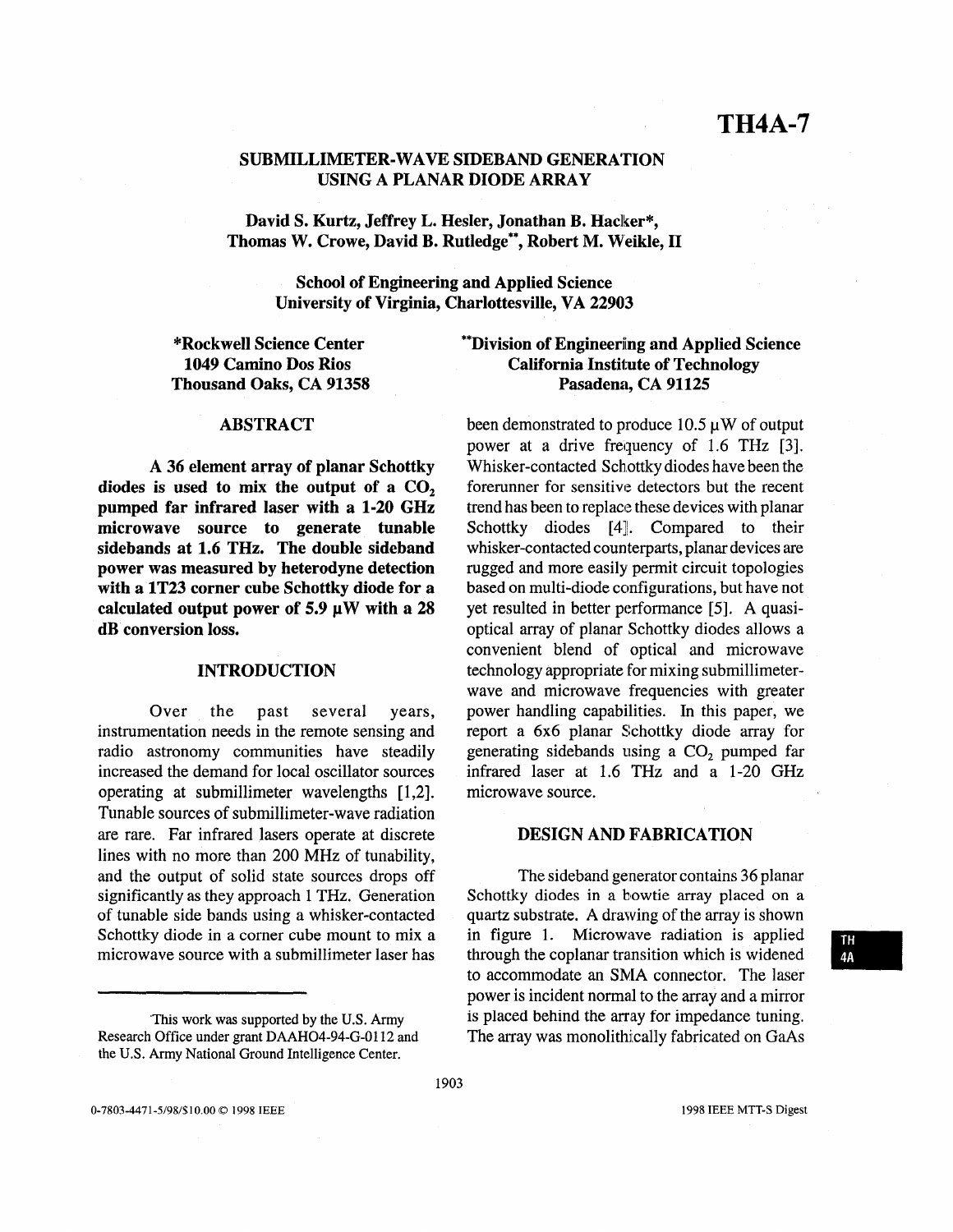# SUBMILLIMETER-WAVE SIDEBAND GENERATION USING A PLANAR DIODE ARRAY

**David S. Kurtz, Jeffrey L. Hesler, Jonathan B. Hacker\*, Thomas W. Crowe, David B. Rutledge\*\*, Robert M. Weikle, II**

**School of Engineering and Applied Science**
**University of Virginia, Charlottesville, VA 22903**

**\*Rockwell Science Center**
**1049 Camino Dos Rios**
**Thousand Oaks, CA 91358**

**\*\*Division of Engineering and Applied Science**
**California Institute of Technology**
**Pasadena, CA 91125**

## ABSTRACT

**A 36 element array of planar Schottky diodes is used to mix the output of a $CO_2$ pumped far infrared laser with a 1-20 GHz microwave source to generate tunable sidebands at 1.6 THz. The double sideband power was measured by heterodyne detection with a 1T23 corner cube Schottky diode for a calculated output power of 5.9 μW with a 28 dB conversion loss.**

## INTRODUCTION

Over the past several years, instrumentation needs in the remote sensing and radio astronomy communities have steadily increased the demand for local oscillator sources operating at submillimeter wavelengths [1,2]. Tunable sources of submillimeter-wave radiation are rare. Far infrared lasers operate at discrete lines with no more than 200 MHz of tunability, and the output of solid state sources drops off significantly as they approach 1 THz. Generation of tunable side bands using a whisker-contacted Schottky diode in a corner cube mount to mix a microwave source with a submillimeter laser has been demonstrated to produce 10.5 μW of output power at a drive frequency of 1.6 THz [3]. Whisker-contacted Schottky diodes have been the forerunner for sensitive detectors but the recent trend has been to replace these devices with planar Schottky diodes [4]. Compared to their whisker-contacted counterparts, planar devices are rugged and more easily permit circuit topologies based on multi-diode configurations, but have not yet resulted in better performance [5]. A quasi-optical array of planar Schottky diodes allows a convenient blend of optical and microwave technology appropriate for mixing submillimeter-wave and microwave frequencies with greater power handling capabilities. In this paper, we report a 6x6 planar Schottky diode array for generating sidebands using a $CO_2$ pumped far infrared laser at 1.6 THz and a 1-20 GHz microwave source.

## DESIGN AND FABRICATION

The sideband generator contains 36 planar Schottky diodes in a bowtie array placed on a quartz substrate. A drawing of the array is shown in figure 1. Microwave radiation is applied through the coplanar transition which is widened to accommodate an SMA connector. The laser power is incident normal to the array and a mirror is placed behind the array for impedance tuning. The array was monolithically fabricated on GaAs

This work was supported by the U.S. Army Research Office under grant DAAHO4-94-G-0112 and the U.S. Army National Ground Intelligence Center.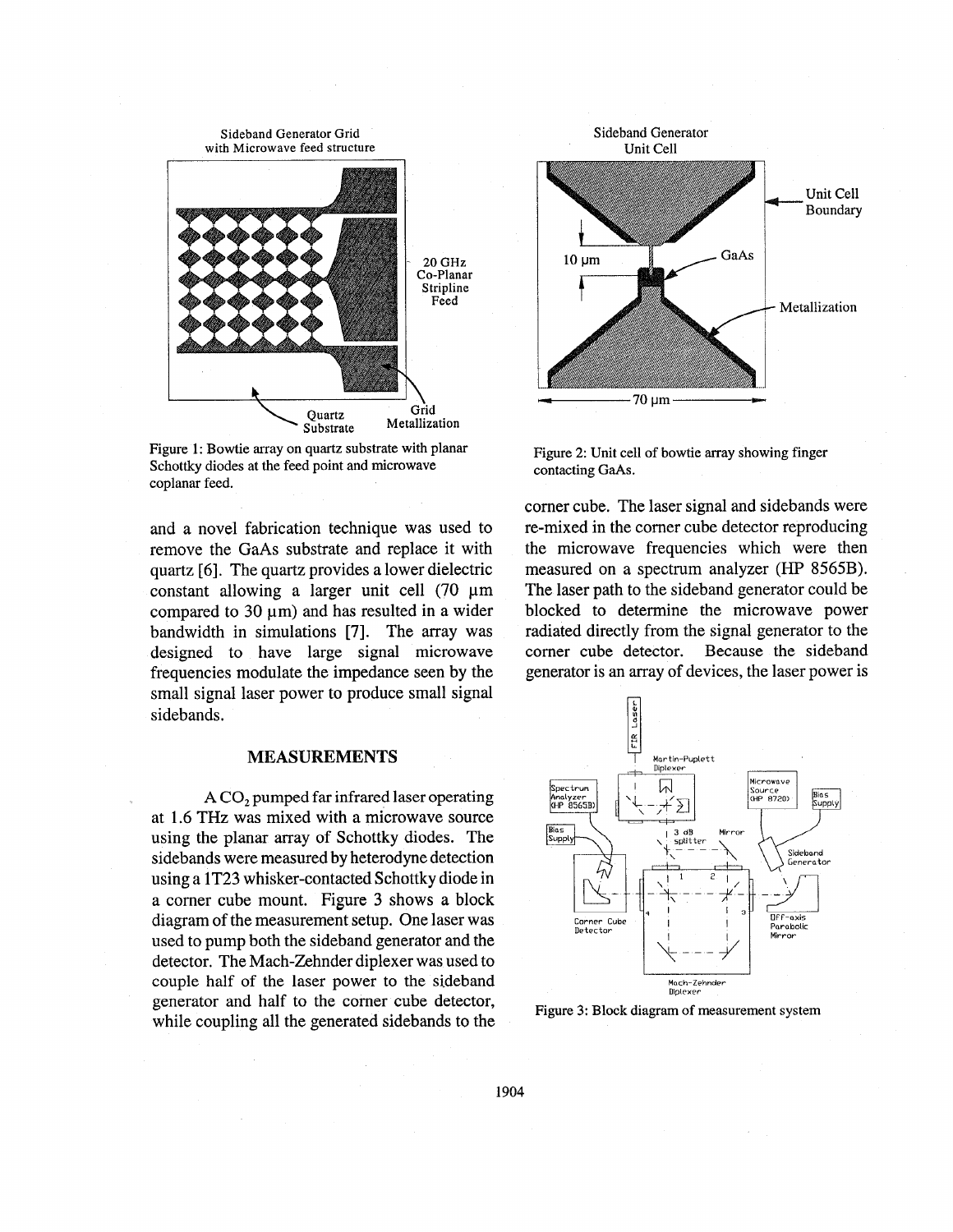Figure 1: Bowtie array on quartz substrate with planar Schottky diodes at the feed point and microwave coplanar feed.

Figure 2: Unit cell of bowtie array showing finger contacting GaAs.

and a novel fabrication technique was used to remove the GaAs substrate and replace it with quartz [6]. The quartz provides a lower dielectric constant allowing a larger unit cell (70 μm compared to 30 μm) and has resulted in a wider bandwidth in simulations [7]. The array was designed to have large signal microwave frequencies modulate the impedance seen by the small signal laser power to produce small signal sidebands.

## MEASUREMENTS

A $CO_2$ pumped far infrared laser operating at 1.6 THz was mixed with a microwave source using the planar array of Schottky diodes. The sidebands were measured by heterodyne detection using a 1T23 whisker-contacted Schottky diode in a corner cube mount. Figure 3 shows a block diagram of the measurement setup. One laser was used to pump both the sideband generator and the detector. The Mach-Zehnder diplexer was used to couple half of the laser power to the sideband generator and half to the corner cube detector, while coupling all the generated sidebands to the corner cube. The laser signal and sidebands were re-mixed in the corner cube detector reproducing the microwave frequencies which were then measured on a spectrum analyzer (HP 8565B). The laser path to the sideband generator could be blocked to determine the microwave power radiated directly from the signal generator to the corner cube detector. Because the sideband generator is an array of devices, the laser power is

Figure 3: Block diagram of measurement system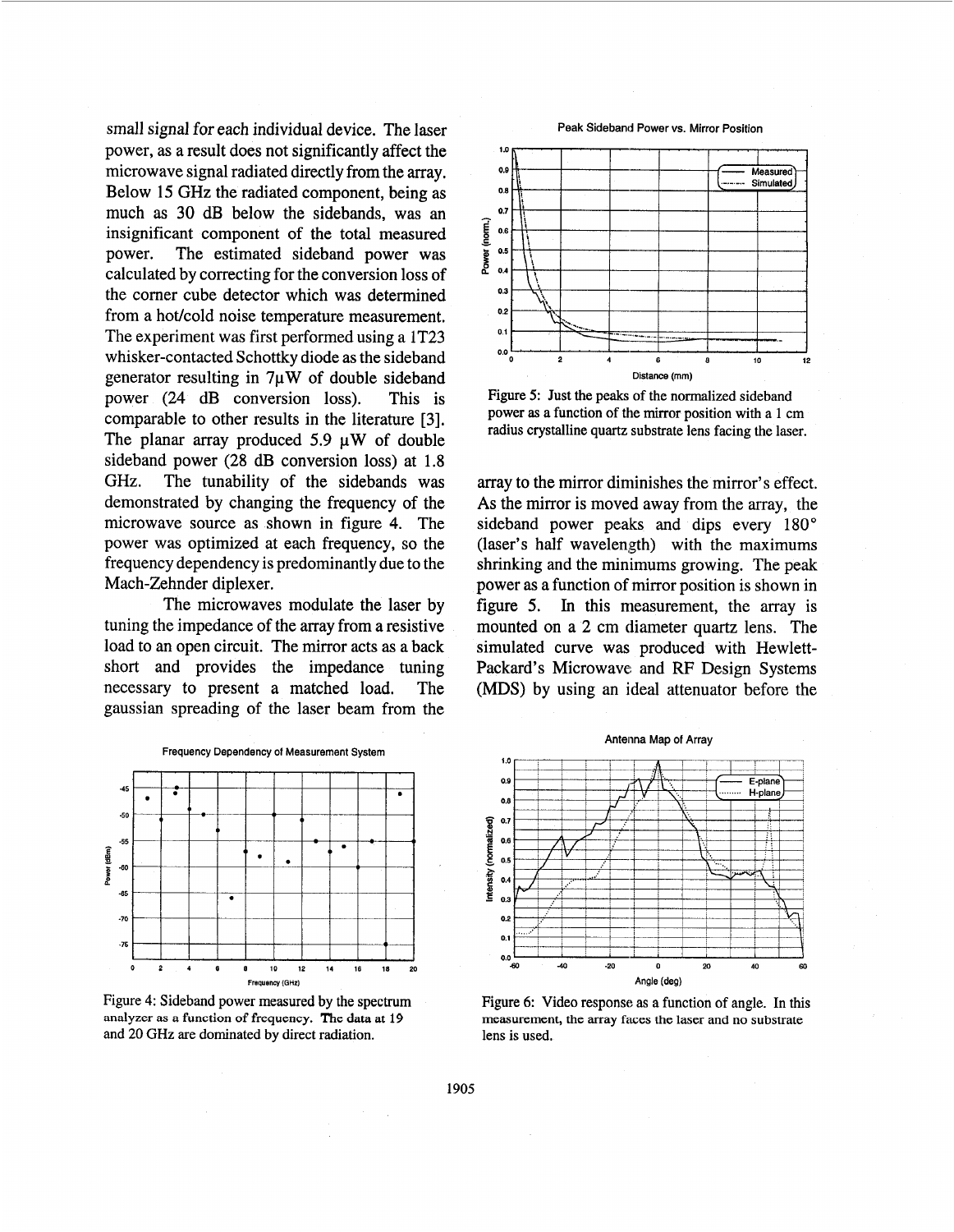small signal for each individual device. The laser power, as a result does not significantly affect the microwave signal radiated directly from the array. Below 15 GHz the radiated component, being as much as 30 dB below the sidebands, was an insignificant component of the total measured power. The estimated sideband power was calculated by correcting for the conversion loss of the corner cube detector which was determined from a hot/cold noise temperature measurement. The experiment was first performed using a 1T23 whisker-contacted Schottky diode as the sideband generator resulting in 7μW of double sideband power (24 dB conversion loss). This is comparable to other results in the literature [3]. The planar array produced 5.9 μW of double sideband power (28 dB conversion loss) at 1.8 GHz. The tunability of the sidebands was demonstrated by changing the frequency of the microwave source as shown in figure 4. The power was optimized at each frequency, so the frequency dependency is predominantly due to the Mach-Zehnder diplexer.

The microwaves modulate the laser by tuning the impedance of the array from a resistive load to an open circuit. The mirror acts as a back short and provides the impedance tuning necessary to present a matched load. The gaussian spreading of the laser beam from the array to the mirror diminishes the mirror's effect. As the mirror is moved away from the array, the sideband power peaks and dips every 180° (laser's half wavelength) with the maximums shrinking and the minimums growing. The peak power as a function of mirror position is shown in figure 5. In this measurement, the array is mounted on a 2 cm diameter quartz lens. The simulated curve was produced with Hewlett-Packard's Microwave and RF Design Systems (MDS) by using an ideal attenuator before the

Figure 4: Sideband power measured by the spectrum analyzer as a function of frequency. The data at 19 and 20 GHz are dominated by direct radiation.

Figure 5: Just the peaks of the normalized sideband power as a function of the mirror position with a 1 cm radius crystalline quartz substrate lens facing the laser.

Figure 6: Video response as a function of angle. In this measurement, the array faces the laser and no substrate lens is used.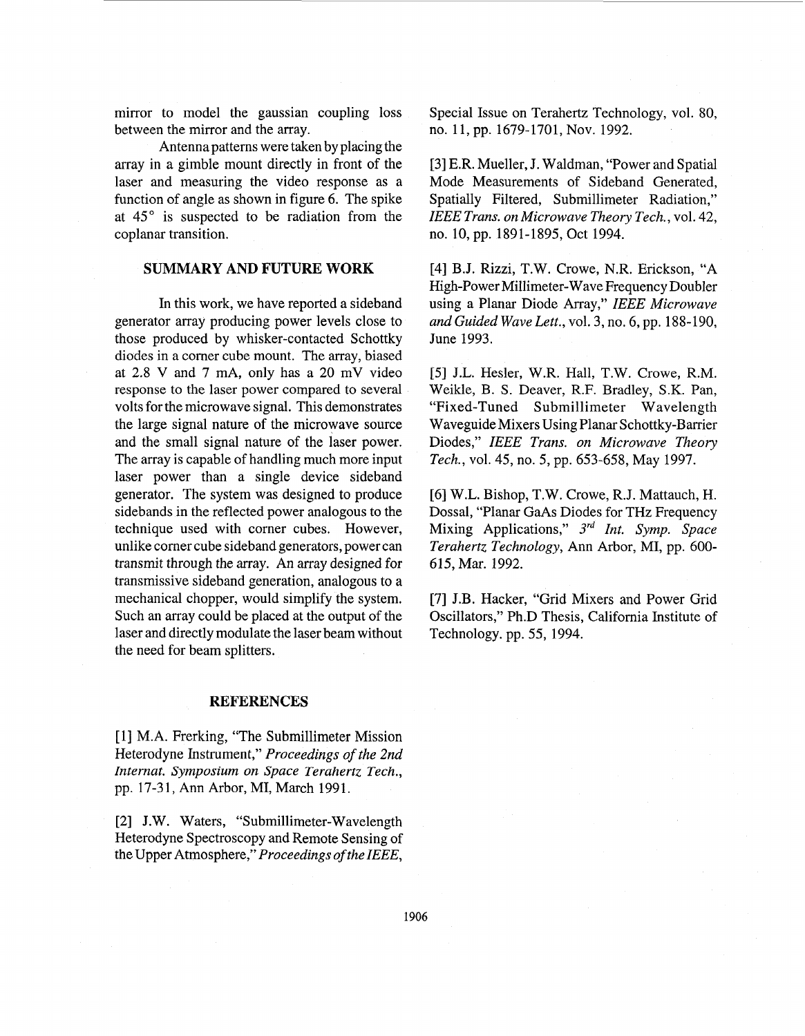mirror to model the gaussian coupling loss between the mirror and the array.

Antenna patterns were taken by placing the array in a gimble mount directly in front of the laser and measuring the video response as a function of angle as shown in figure 6. The spike at 45° is suspected to be radiation from the coplanar transition.

## SUMMARY AND FUTURE WORK

In this work, we have reported a sideband generator array producing power levels close to those produced by whisker-contacted Schottky diodes in a corner cube mount. The array, biased at 2.8 V and 7 mA, only has a 20 mV video response to the laser power compared to several volts for the microwave signal. This demonstrates the large signal nature of the microwave source and the small signal nature of the laser power. The array is capable of handling much more input laser power than a single device sideband generator. The system was designed to produce sidebands in the reflected power analogous to the technique used with corner cubes. However, unlike corner cube sideband generators, power can transmit through the array. An array designed for transmissive sideband generation, analogous to a mechanical chopper, would simplify the system. Such an array could be placed at the output of the laser and directly modulate the laser beam without the need for beam splitters.

## REFERENCES

[1] M.A. Frerking, "The Submillimeter Mission Heterodyne Instrument," *Proceedings of the 2nd Internat. Symposium on Space Terahertz Tech.*, pp. 17-31, Ann Arbor, MI, March 1991.

[2] J.W. Waters, "Submillimeter-Wavelength Heterodyne Spectroscopy and Remote Sensing of the Upper Atmosphere," *Proceedings of the IEEE*, Special Issue on Terahertz Technology, vol. 80, no. 11, pp. 1679-1701, Nov. 1992.

[3] E.R. Mueller, J. Waldman, "Power and Spatial Mode Measurements of Sideband Generated, Spatially Filtered, Submillimeter Radiation," *IEEE Trans. on Microwave Theory Tech.*, vol. 42, no. 10, pp. 1891-1895, Oct 1994.

[4] B.J. Rizzi, T.W. Crowe, N.R. Erickson, "A High-Power Millimeter-Wave Frequency Doubler using a Planar Diode Array," *IEEE Microwave and Guided Wave Lett.*, vol. 3, no. 6, pp. 188-190, June 1993.

[5] J.L. Hesler, W.R. Hall, T.W. Crowe, R.M. Weikle, B. S. Deaver, R.F. Bradley, S.K. Pan, "Fixed-Tuned Submillimeter Wavelength Waveguide Mixers Using Planar Schottky-Barrier Diodes," *IEEE Trans. on Microwave Theory Tech.*, vol. 45, no. 5, pp. 653-658, May 1997.

[6] W.L. Bishop, T.W. Crowe, R.J. Mattauch, H. Dossal, "Planar GaAs Diodes for THz Frequency Mixing Applications," *3rd Int. Symp. Space Terahertz Technology*, Ann Arbor, MI, pp. 600-615, Mar. 1992.

[7] J.B. Hacker, "Grid Mixers and Power Grid Oscillators," Ph.D Thesis, California Institute of Technology. pp. 55, 1994.